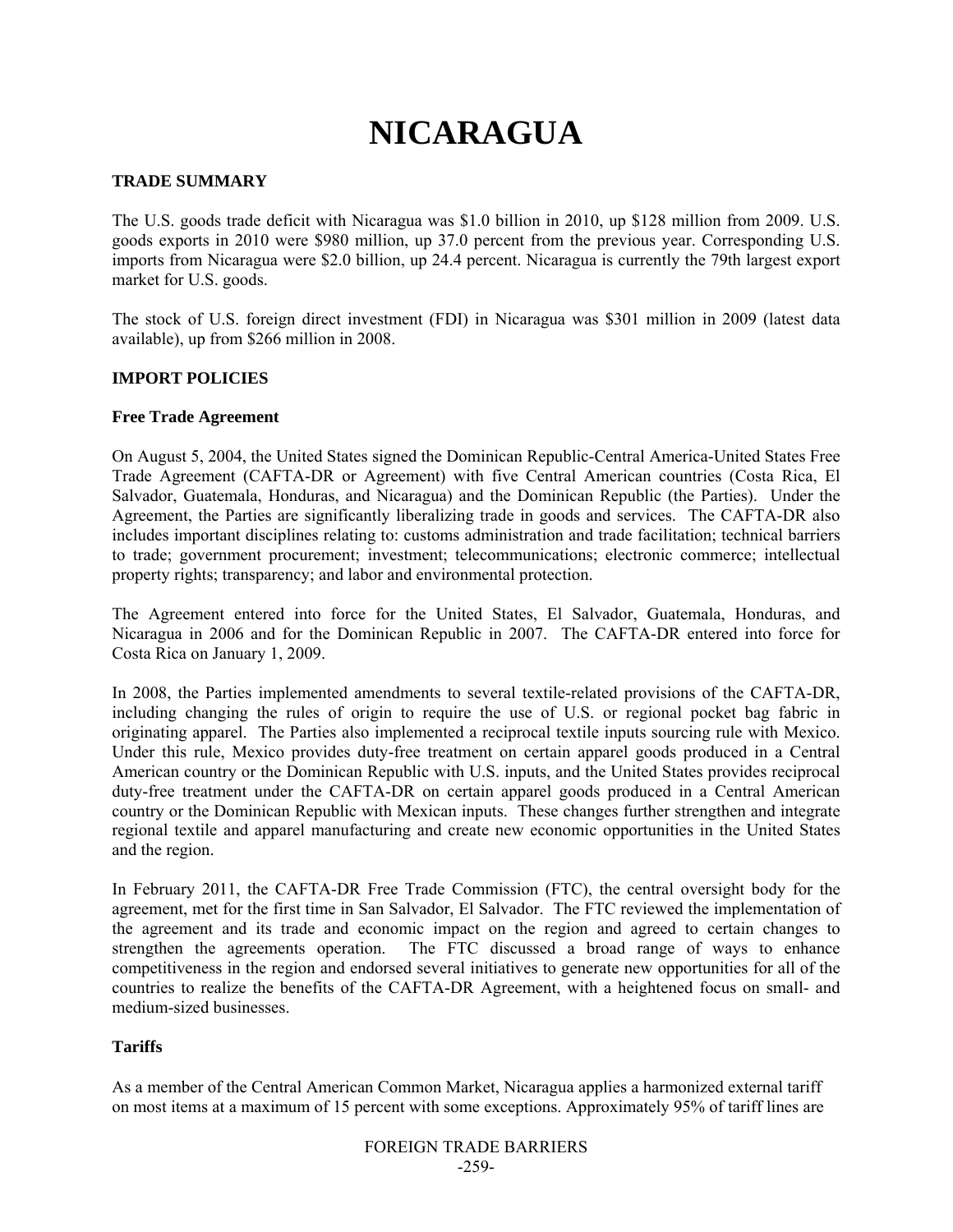# NICARAGUA

## TRADE SUMMARY

The U.S. goods trade deficit with Nicaragua was $1.0 billion in 2010, up $128 million from 2009. U.S. goods exports in 2010 were $980 million, up 37.0 percent from the previous year. Corresponding U.S. imports from Nicaragua were $2.0 billion, up 24.4 percent. Nicaragua is currently the 79th largest export market for U.S. goods.

The stock of U.S. foreign direct investment (FDI) in Nicaragua was $301 million in 2009 (latest data available), up from $266 million in 2008.

## IMPORT POLICIES

### Free Trade Agreement

On August 5, 2004, the United States signed the Dominican Republic-Central America-United States Free Trade Agreement (CAFTA-DR or Agreement) with five Central American countries (Costa Rica, El Salvador, Guatemala, Honduras, and Nicaragua) and the Dominican Republic (the Parties). Under the Agreement, the Parties are significantly liberalizing trade in goods and services. The CAFTA-DR also includes important disciplines relating to: customs administration and trade facilitation; technical barriers to trade; government procurement; investment; telecommunications; electronic commerce; intellectual property rights; transparency; and labor and environmental protection.

The Agreement entered into force for the United States, El Salvador, Guatemala, Honduras, and Nicaragua in 2006 and for the Dominican Republic in 2007. The CAFTA-DR entered into force for Costa Rica on January 1, 2009.

In 2008, the Parties implemented amendments to several textile-related provisions of the CAFTA-DR, including changing the rules of origin to require the use of U.S. or regional pocket bag fabric in originating apparel. The Parties also implemented a reciprocal textile inputs sourcing rule with Mexico. Under this rule, Mexico provides duty-free treatment on certain apparel goods produced in a Central American country or the Dominican Republic with U.S. inputs, and the United States provides reciprocal duty-free treatment under the CAFTA-DR on certain apparel goods produced in a Central American country or the Dominican Republic with Mexican inputs. These changes further strengthen and integrate regional textile and apparel manufacturing and create new economic opportunities in the United States and the region.

In February 2011, the CAFTA-DR Free Trade Commission (FTC), the central oversight body for the agreement, met for the first time in San Salvador, El Salvador. The FTC reviewed the implementation of the agreement and its trade and economic impact on the region and agreed to certain changes to strengthen the agreements operation. The FTC discussed a broad range of ways to enhance competitiveness in the region and endorsed several initiatives to generate new opportunities for all of the countries to realize the benefits of the CAFTA-DR Agreement, with a heightened focus on small- and medium-sized businesses.

### Tariffs

As a member of the Central American Common Market, Nicaragua applies a harmonized external tariff on most items at a maximum of 15 percent with some exceptions. Approximately 95% of tariff lines are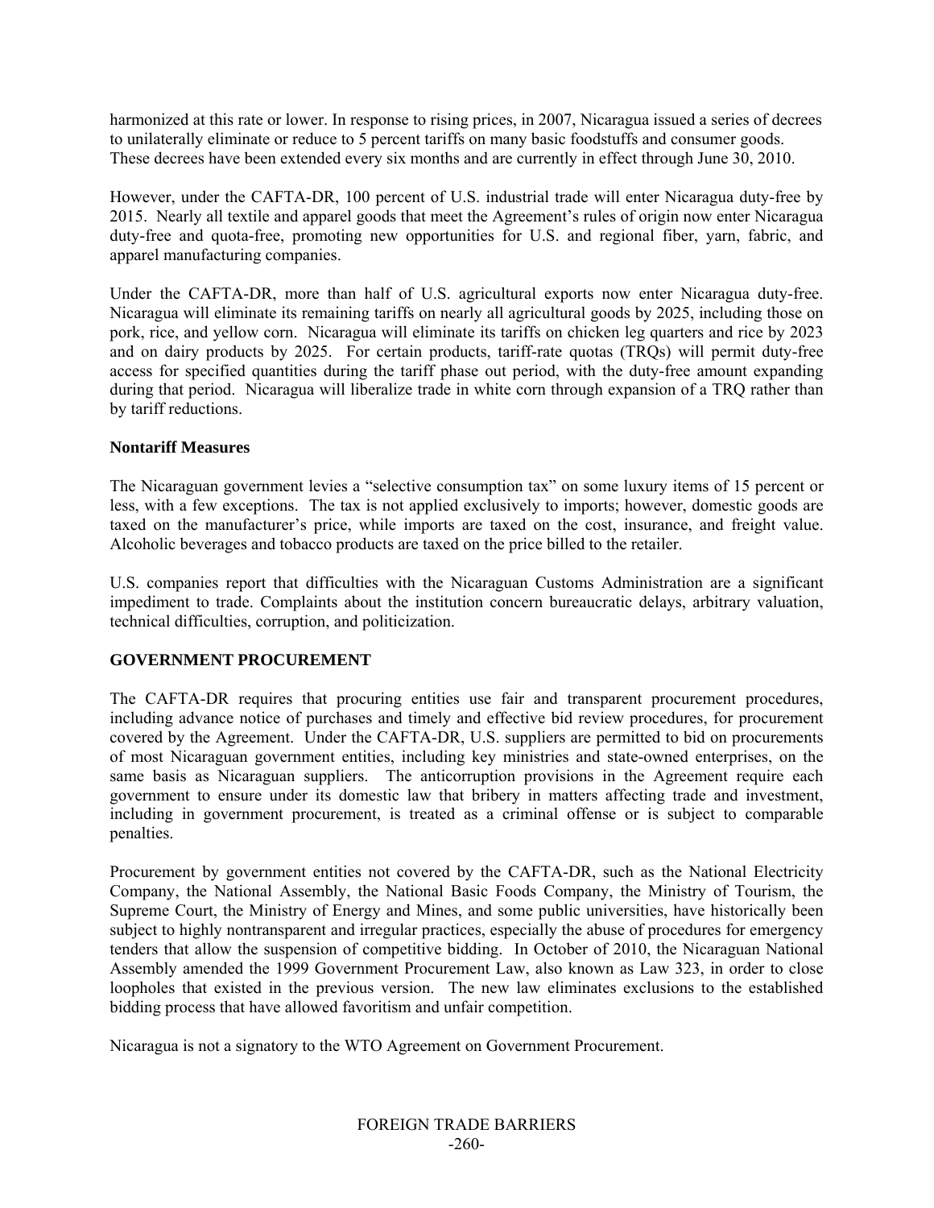harmonized at this rate or lower. In response to rising prices, in 2007, Nicaragua issued a series of decrees to unilaterally eliminate or reduce to 5 percent tariffs on many basic foodstuffs and consumer goods. These decrees have been extended every six months and are currently in effect through June 30, 2010.

However, under the CAFTA-DR, 100 percent of U.S. industrial trade will enter Nicaragua duty-free by 2015. Nearly all textile and apparel goods that meet the Agreement's rules of origin now enter Nicaragua duty-free and quota-free, promoting new opportunities for U.S. and regional fiber, yarn, fabric, and apparel manufacturing companies.

Under the CAFTA-DR, more than half of U.S. agricultural exports now enter Nicaragua duty-free. Nicaragua will eliminate its remaining tariffs on nearly all agricultural goods by 2025, including those on pork, rice, and yellow corn. Nicaragua will eliminate its tariffs on chicken leg quarters and rice by 2023 and on dairy products by 2025. For certain products, tariff-rate quotas (TRQs) will permit duty-free access for specified quantities during the tariff phase out period, with the duty-free amount expanding during that period. Nicaragua will liberalize trade in white corn through expansion of a TRQ rather than by tariff reductions.

**Nontariff Measures**

The Nicaraguan government levies a "selective consumption tax" on some luxury items of 15 percent or less, with a few exceptions. The tax is not applied exclusively to imports; however, domestic goods are taxed on the manufacturer's price, while imports are taxed on the cost, insurance, and freight value. Alcoholic beverages and tobacco products are taxed on the price billed to the retailer.

U.S. companies report that difficulties with the Nicaraguan Customs Administration are a significant impediment to trade. Complaints about the institution concern bureaucratic delays, arbitrary valuation, technical difficulties, corruption, and politicization.

## GOVERNMENT PROCUREMENT

The CAFTA-DR requires that procuring entities use fair and transparent procurement procedures, including advance notice of purchases and timely and effective bid review procedures, for procurement covered by the Agreement. Under the CAFTA-DR, U.S. suppliers are permitted to bid on procurements of most Nicaraguan government entities, including key ministries and state-owned enterprises, on the same basis as Nicaraguan suppliers. The anticorruption provisions in the Agreement require each government to ensure under its domestic law that bribery in matters affecting trade and investment, including in government procurement, is treated as a criminal offense or is subject to comparable penalties.

Procurement by government entities not covered by the CAFTA-DR, such as the National Electricity Company, the National Assembly, the National Basic Foods Company, the Ministry of Tourism, the Supreme Court, the Ministry of Energy and Mines, and some public universities, have historically been subject to highly nontransparent and irregular practices, especially the abuse of procedures for emergency tenders that allow the suspension of competitive bidding. In October of 2010, the Nicaraguan National Assembly amended the 1999 Government Procurement Law, also known as Law 323, in order to close loopholes that existed in the previous version. The new law eliminates exclusions to the established bidding process that have allowed favoritism and unfair competition.

Nicaragua is not a signatory to the WTO Agreement on Government Procurement.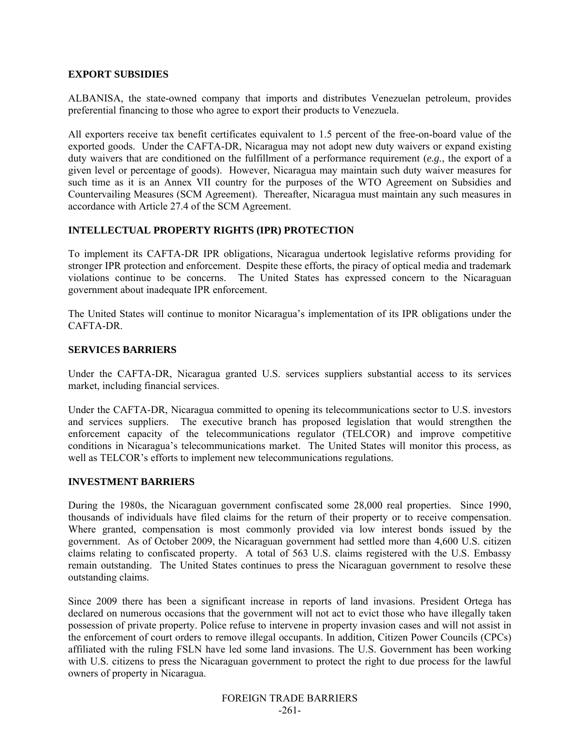## EXPORT SUBSIDIES

ALBANISA, the state-owned company that imports and distributes Venezuelan petroleum, provides preferential financing to those who agree to export their products to Venezuela.

All exporters receive tax benefit certificates equivalent to 1.5 percent of the free-on-board value of the exported goods. Under the CAFTA-DR, Nicaragua may not adopt new duty waivers or expand existing duty waivers that are conditioned on the fulfillment of a performance requirement (*e.g.*, the export of a given level or percentage of goods). However, Nicaragua may maintain such duty waiver measures for such time as it is an Annex VII country for the purposes of the WTO Agreement on Subsidies and Countervailing Measures (SCM Agreement). Thereafter, Nicaragua must maintain any such measures in accordance with Article 27.4 of the SCM Agreement.

## INTELLECTUAL PROPERTY RIGHTS (IPR) PROTECTION

To implement its CAFTA-DR IPR obligations, Nicaragua undertook legislative reforms providing for stronger IPR protection and enforcement. Despite these efforts, the piracy of optical media and trademark violations continue to be concerns. The United States has expressed concern to the Nicaraguan government about inadequate IPR enforcement.

The United States will continue to monitor Nicaragua's implementation of its IPR obligations under the CAFTA-DR.

## SERVICES BARRIERS

Under the CAFTA-DR, Nicaragua granted U.S. services suppliers substantial access to its services market, including financial services.

Under the CAFTA-DR, Nicaragua committed to opening its telecommunications sector to U.S. investors and services suppliers. The executive branch has proposed legislation that would strengthen the enforcement capacity of the telecommunications regulator (TELCOR) and improve competitive conditions in Nicaragua's telecommunications market. The United States will monitor this process, as well as TELCOR's efforts to implement new telecommunications regulations.

## INVESTMENT BARRIERS

During the 1980s, the Nicaraguan government confiscated some 28,000 real properties. Since 1990, thousands of individuals have filed claims for the return of their property or to receive compensation. Where granted, compensation is most commonly provided via low interest bonds issued by the government. As of October 2009, the Nicaraguan government had settled more than 4,600 U.S. citizen claims relating to confiscated property. A total of 563 U.S. claims registered with the U.S. Embassy remain outstanding. The United States continues to press the Nicaraguan government to resolve these outstanding claims.

Since 2009 there has been a significant increase in reports of land invasions. President Ortega has declared on numerous occasions that the government will not act to evict those who have illegally taken possession of private property. Police refuse to intervene in property invasion cases and will not assist in the enforcement of court orders to remove illegal occupants. In addition, Citizen Power Councils (CPCs) affiliated with the ruling FSLN have led some land invasions. The U.S. Government has been working with U.S. citizens to press the Nicaraguan government to protect the right to due process for the lawful owners of property in Nicaragua.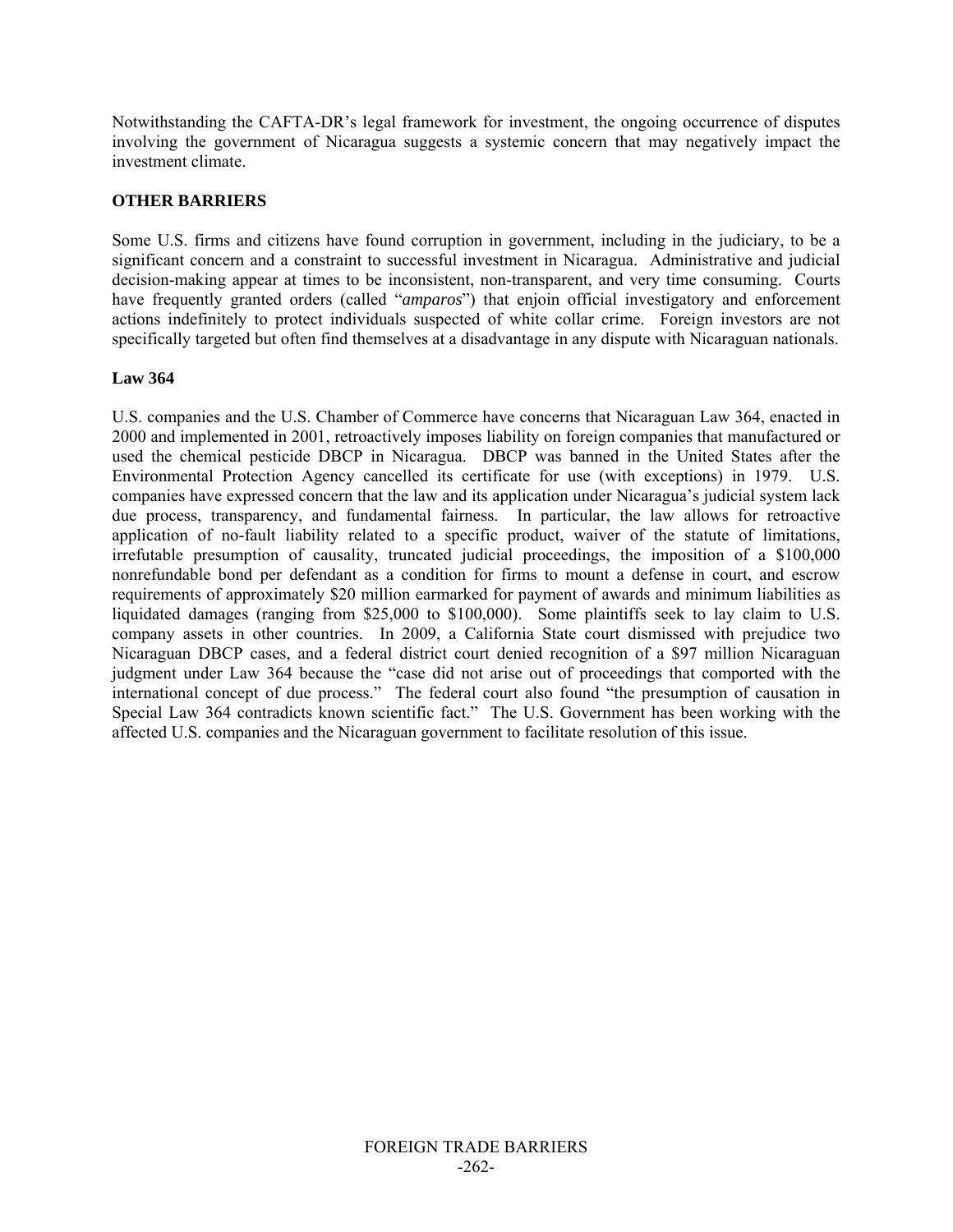Notwithstanding the CAFTA-DR's legal framework for investment, the ongoing occurrence of disputes involving the government of Nicaragua suggests a systemic concern that may negatively impact the investment climate.

## OTHER BARRIERS

Some U.S. firms and citizens have found corruption in government, including in the judiciary, to be a significant concern and a constraint to successful investment in Nicaragua. Administrative and judicial decision-making appear at times to be inconsistent, non-transparent, and very time consuming. Courts have frequently granted orders (called "*amparos*") that enjoin official investigatory and enforcement actions indefinitely to protect individuals suspected of white collar crime. Foreign investors are not specifically targeted but often find themselves at a disadvantage in any dispute with Nicaraguan nationals.

### Law 364

U.S. companies and the U.S. Chamber of Commerce have concerns that Nicaraguan Law 364, enacted in 2000 and implemented in 2001, retroactively imposes liability on foreign companies that manufactured or used the chemical pesticide DBCP in Nicaragua. DBCP was banned in the United States after the Environmental Protection Agency cancelled its certificate for use (with exceptions) in 1979. U.S. companies have expressed concern that the law and its application under Nicaragua's judicial system lack due process, transparency, and fundamental fairness. In particular, the law allows for retroactive application of no-fault liability related to a specific product, waiver of the statute of limitations, irrefutable presumption of causality, truncated judicial proceedings, the imposition of a $100,000 nonrefundable bond per defendant as a condition for firms to mount a defense in court, and escrow requirements of approximately $20 million earmarked for payment of awards and minimum liabilities as liquidated damages (ranging from $25,000 to $100,000). Some plaintiffs seek to lay claim to U.S. company assets in other countries. In 2009, a California State court dismissed with prejudice two Nicaraguan DBCP cases, and a federal district court denied recognition of a $97 million Nicaraguan judgment under Law 364 because the "case did not arise out of proceedings that comported with the international concept of due process." The federal court also found "the presumption of causation in Special Law 364 contradicts known scientific fact." The U.S. Government has been working with the affected U.S. companies and the Nicaraguan government to facilitate resolution of this issue.